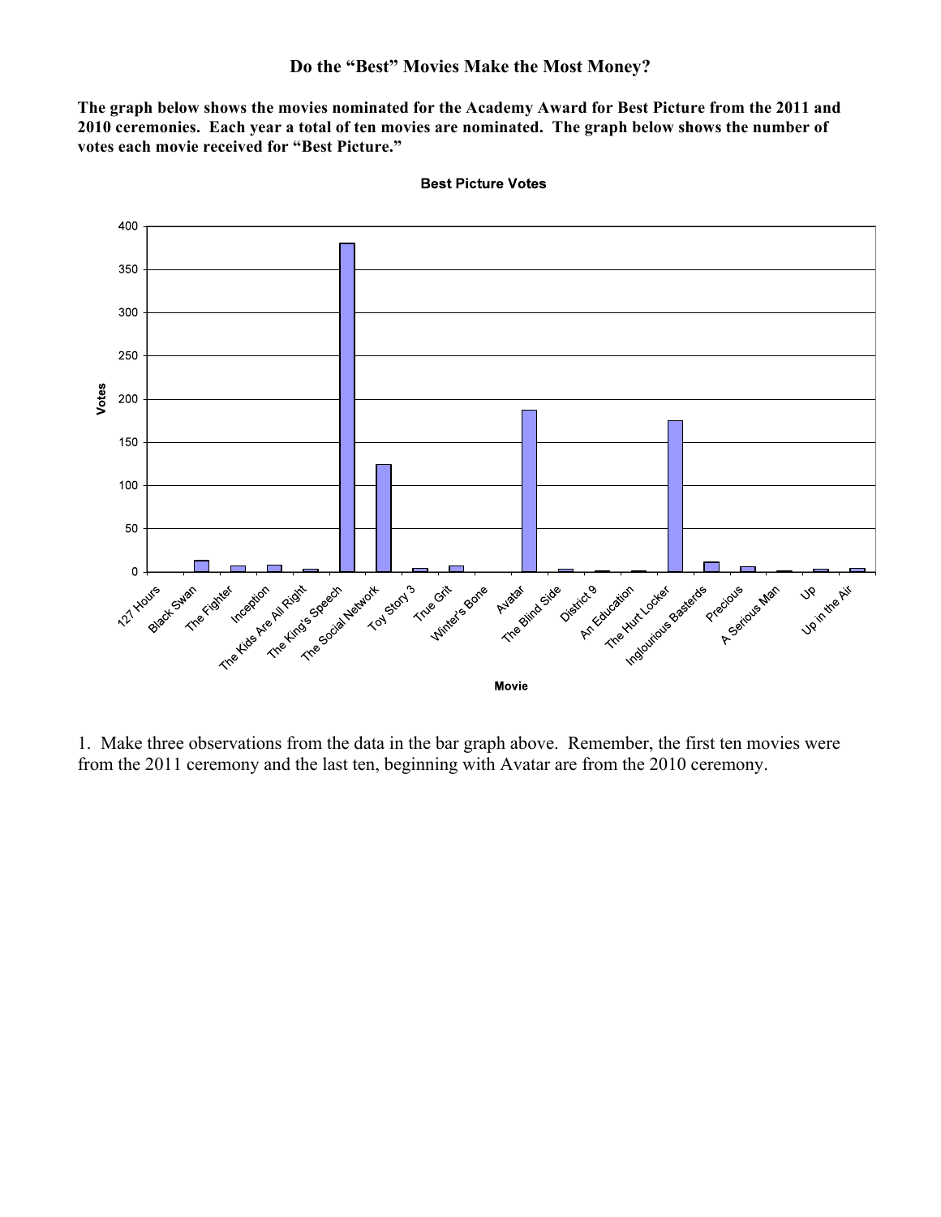# Do the "Best" Movies Make the Most Money?

**The graph below shows the movies nominated for the Academy Award for Best Picture from the 2011 and 2010 ceremonies. Each year a total of ten movies are nominated. The graph below shows the number of votes each movie received for "Best Picture."**

1. Make three observations from the data in the bar graph above. Remember, the first ten movies were from the 2011 ceremony and the last ten, beginning with Avatar are from the 2010 ceremony.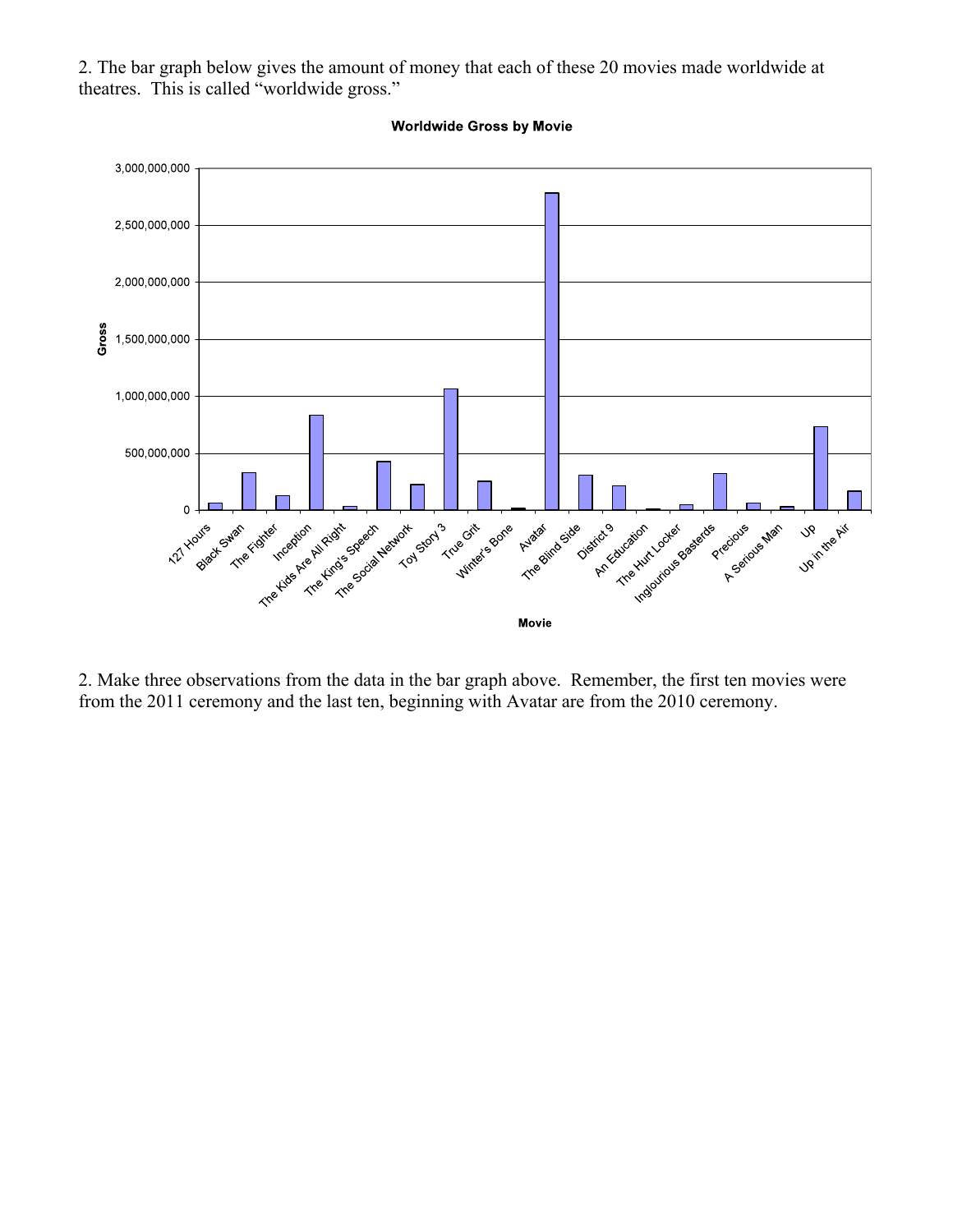2. The bar graph below gives the amount of money that each of these 20 movies made worldwide at theatres. This is called "worldwide gross."

**Worldwide Gross by Movie**

Gross (y-axis): 0, 500,000,000, 1,000,000,000, 1,500,000,000, 2,000,000,000, 2,500,000,000, 3,000,000,000

Movie (x-axis): 127 Hours, Black Swan, The Fighter, Inception, The Kids Are All Right, The King's Speech, The Social Network, Toy Story 3, True Grit, Winter's Bone, Avatar, The Blind Side, District 9, An Education, The Hurt Locker, Inglourious Basterds, Precious, A Serious Man, Up, Up in the Air

2. Make three observations from the data in the bar graph above. Remember, the first ten movies were from the 2011 ceremony and the last ten, beginning with Avatar are from the 2010 ceremony.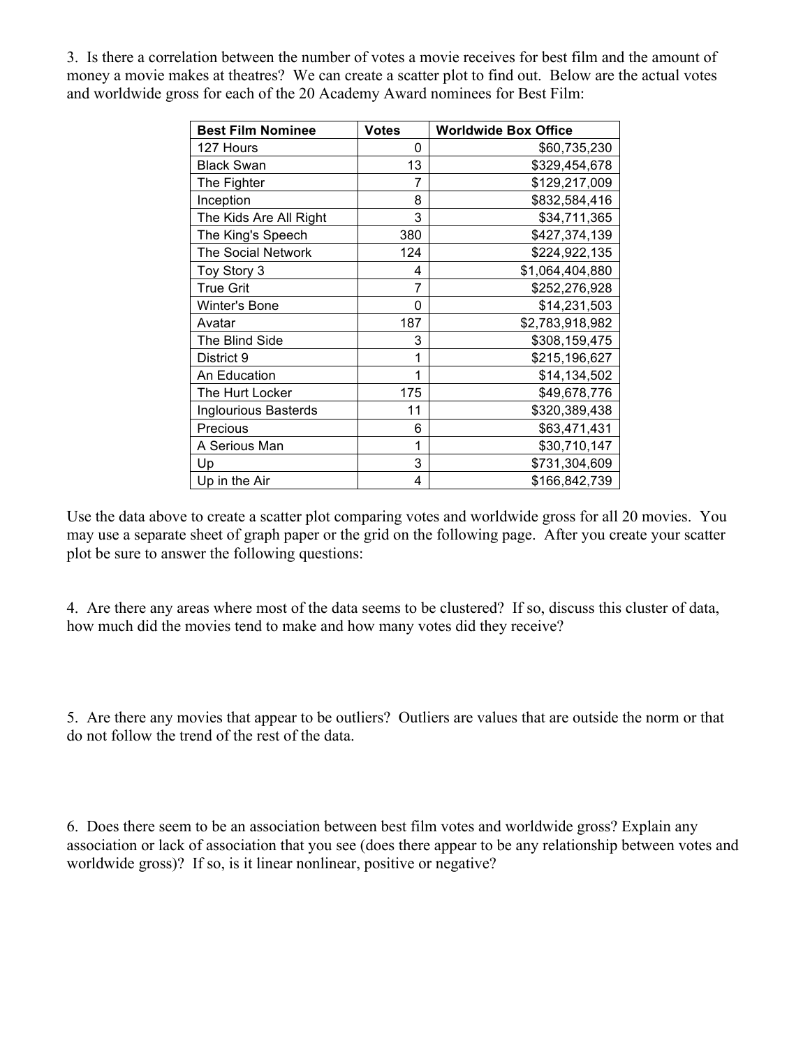3. Is there a correlation between the number of votes a movie receives for best film and the amount of money a movie makes at theatres? We can create a scatter plot to find out. Below are the actual votes and worldwide gross for each of the 20 Academy Award nominees for Best Film:

| Best Film Nominee | Votes | Worldwide Box Office |
|---|---|---|
| 127 Hours | 0 | $60,735,230 |
| Black Swan | 13 | $329,454,678 |
| The Fighter | 7 | $129,217,009 |
| Inception | 8 | $832,584,416 |
| The Kids Are All Right | 3 | $34,711,365 |
| The King's Speech | 380 | $427,374,139 |
| The Social Network | 124 | $224,922,135 |
| Toy Story 3 | 4 | $1,064,404,880 |
| True Grit | 7 | $252,276,928 |
| Winter's Bone | 0 | $14,231,503 |
| Avatar | 187 | $2,783,918,982 |
| The Blind Side | 3 | $308,159,475 |
| District 9 | 1 | $215,196,627 |
| An Education | 1 | $14,134,502 |
| The Hurt Locker | 175 | $49,678,776 |
| Inglourious Basterds | 11 | $320,389,438 |
| Precious | 6 | $63,471,431 |
| A Serious Man | 1 | $30,710,147 |
| Up | 3 | $731,304,609 |
| Up in the Air | 4 | $166,842,739 |

Use the data above to create a scatter plot comparing votes and worldwide gross for all 20 movies. You may use a separate sheet of graph paper or the grid on the following page. After you create your scatter plot be sure to answer the following questions:

4. Are there any areas where most of the data seems to be clustered? If so, discuss this cluster of data, how much did the movies tend to make and how many votes did they receive?

5. Are there any movies that appear to be outliers? Outliers are values that are outside the norm or that do not follow the trend of the rest of the data.

6. Does there seem to be an association between best film votes and worldwide gross? Explain any association or lack of association that you see (does there appear to be any relationship between votes and worldwide gross)? If so, is it linear nonlinear, positive or negative?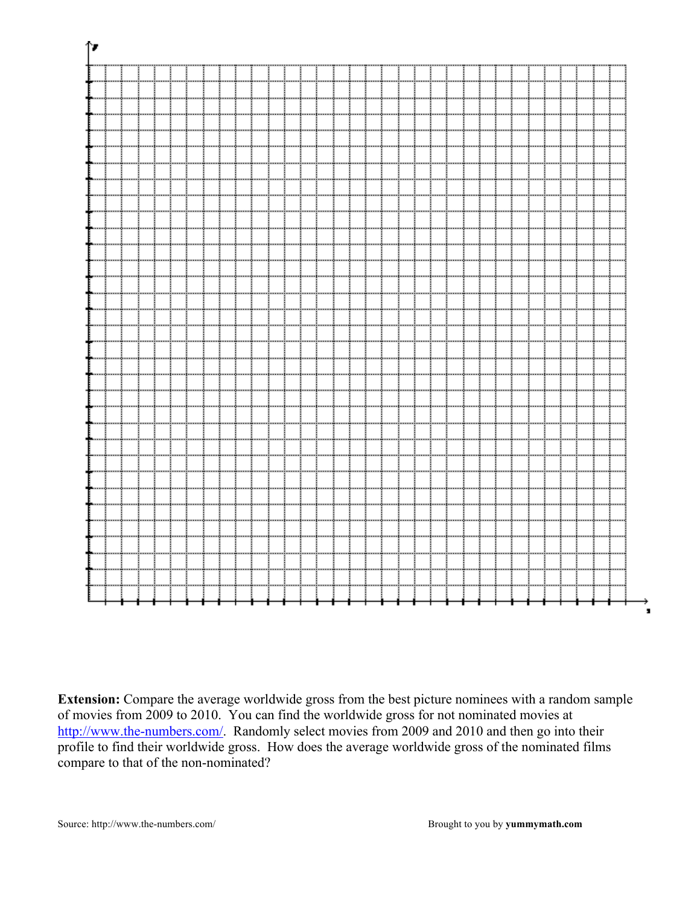y

x

**Extension:** Compare the average worldwide gross from the best picture nominees with a random sample of movies from 2009 to 2010. You can find the worldwide gross for not nominated movies at [http://www.the-numbers.com/](http://www.the-numbers.com/). Randomly select movies from 2009 and 2010 and then go into their profile to find their worldwide gross. How does the average worldwide gross of the nominated films compare to that of the non-nominated?

Source: http://www.the-numbers.com/

Brought to you by **yummymath.com**